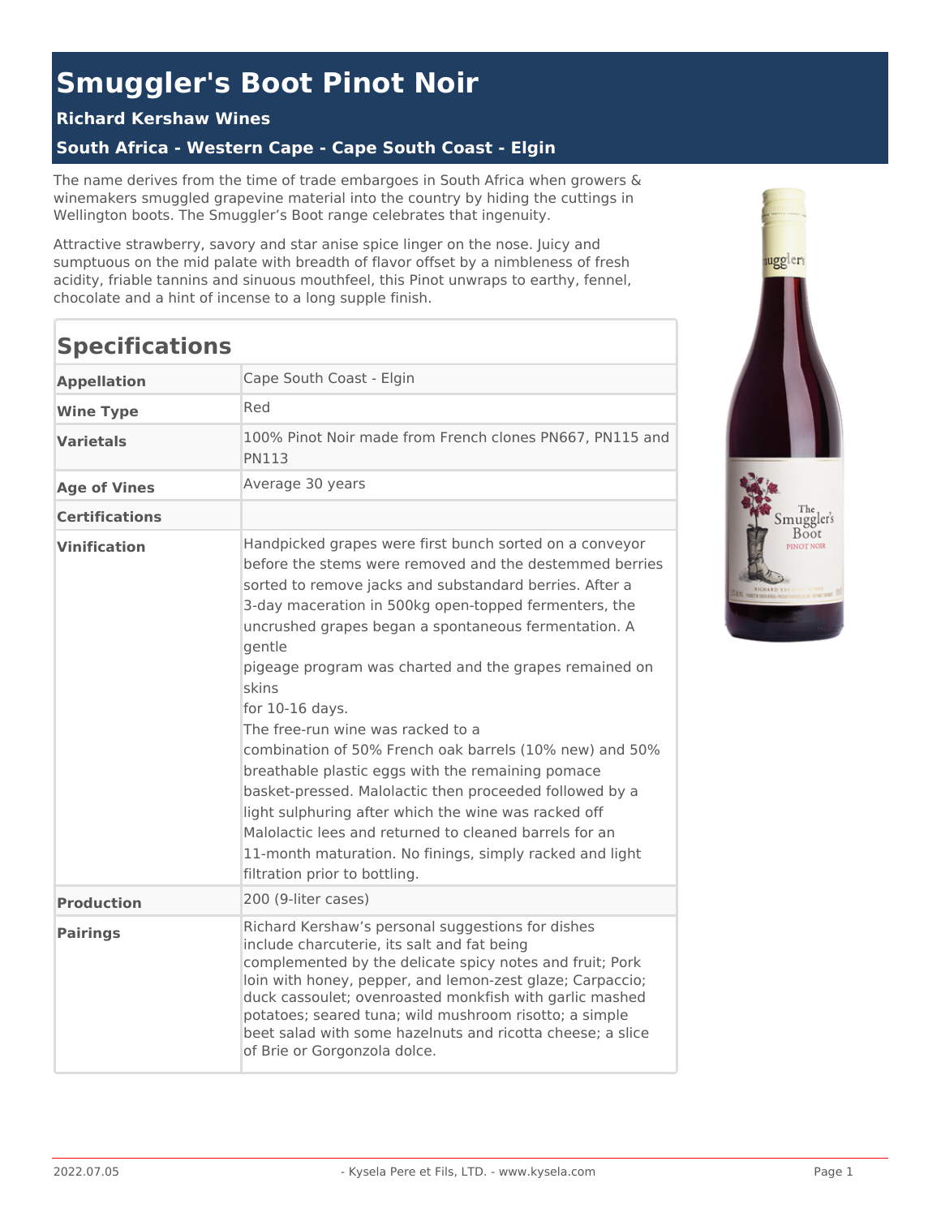# Smuggler's Boot Pinot Noir

### Richard Kershaw Wines

### South Africa - Western Cape - Cape South Coast - Elgin

The name derives from the time of trade embargoes in South Africa when growers & winemakers smuggled grapevine material into the country by hiding the cuttings in Wellington boots. The Smuggler's Boot range celebrates that ingenuity.

Attractive strawberry, savory and star anise spice linger on the nose. Juicy and sumptuous on the mid palate with breadth of flavor offset by a nimbleness of fresh acidity, friable tannins and sinuous mouthfeel, this Pinot unwraps to earthy, fennel, chocolate and a hint of incense to a long supple finish.

## Specifications

| | |
|---|---|
| **Appellation** | Cape South Coast - Elgin |
| **Wine Type** | Red |
| **Varietals** | 100% Pinot Noir made from French clones PN667, PN115 and PN113 |
| **Age of Vines** | Average 30 years |
| **Certifications** | |
| **Vinification** | Handpicked grapes were first bunch sorted on a conveyor before the stems were removed and the destemmed berries sorted to remove jacks and substandard berries. After a 3-day maceration in 500kg open-topped fermenters, the uncrushed grapes began a spontaneous fermentation. A gentle pigeage program was charted and the grapes remained on skins for 10-16 days. The free-run wine was racked to a combination of 50% French oak barrels (10% new) and 50% breathable plastic eggs with the remaining pomace basket-pressed. Malolactic then proceeded followed by a light sulphuring after which the wine was racked off Malolactic lees and returned to cleaned barrels for an 11-month maturation. No finings, simply racked and light filtration prior to bottling. |
| **Production** | 200 (9-liter cases) |
| **Pairings** | Richard Kershaw's personal suggestions for dishes include charcuterie, its salt and fat being complemented by the delicate spicy notes and fruit; Pork loin with honey, pepper, and lemon-zest glaze; Carpaccio; duck cassoulet; ovenroasted monkfish with garlic mashed potatoes; seared tuna; wild mushroom risotto; a simple beet salad with some hazelnuts and ricotta cheese; a slice of Brie or Gorgonzola dolce. |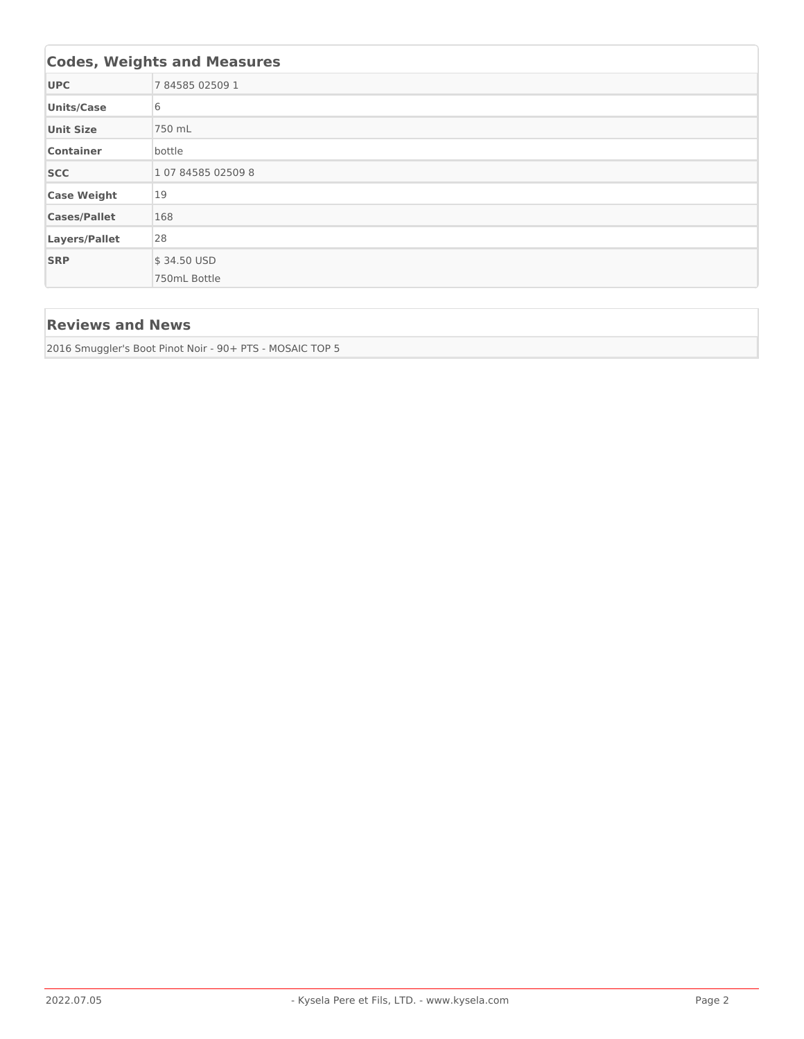## Codes, Weights and Measures

| | |
|---|---|
| **UPC** | 7 84585 02509 1 |
| **Units/Case** | 6 |
| **Unit Size** | 750 mL |
| **Container** | bottle |
| **SCC** | 1 07 84585 02509 8 |
| **Case Weight** | 19 |
| **Cases/Pallet** | 168 |
| **Layers/Pallet** | 28 |
| **SRP** | $ 34.50 USD<br>750mL Bottle |

## Reviews and News

2016 Smuggler's Boot Pinot Noir - 90+ PTS - MOSAIC TOP 5